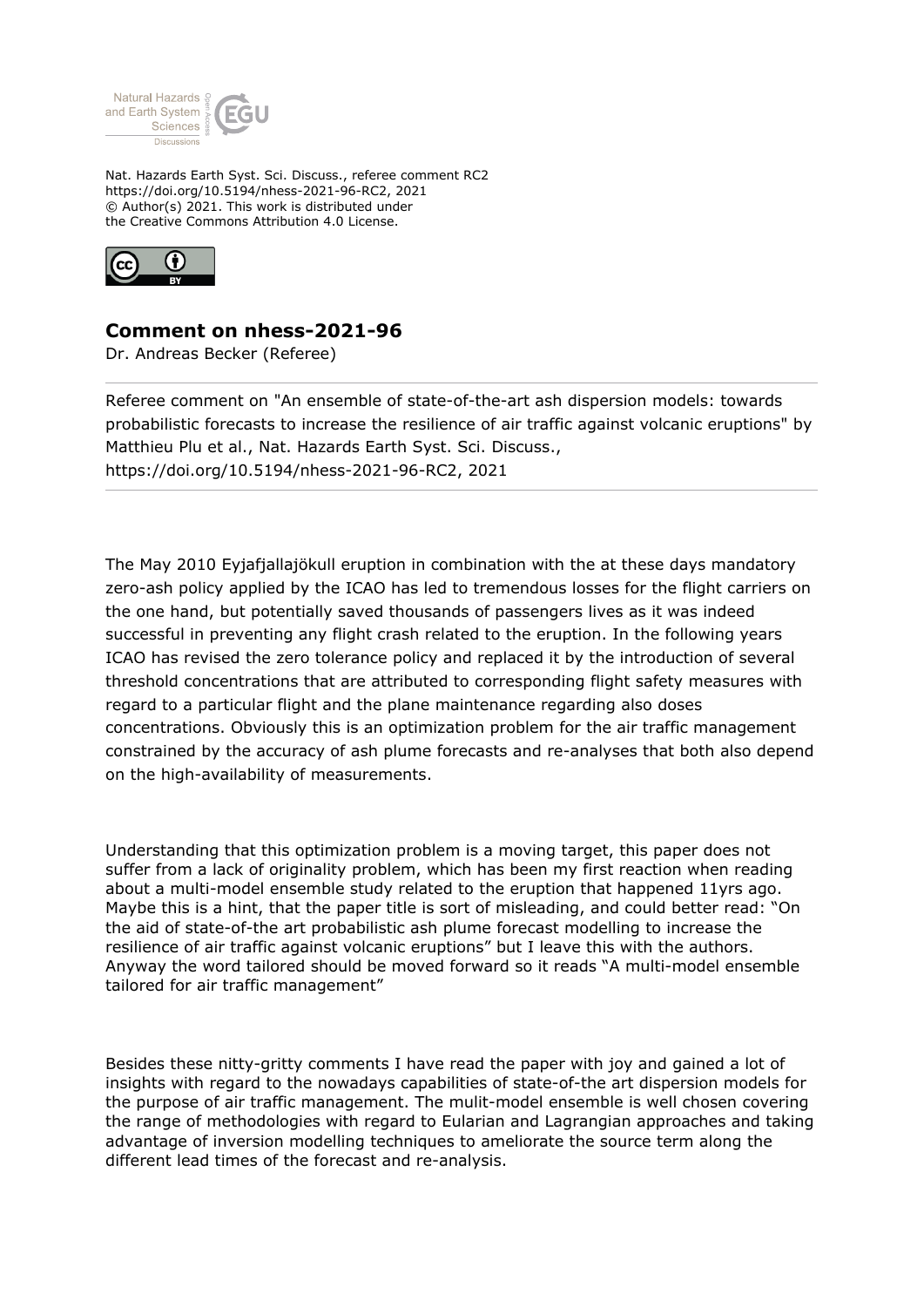Nat. Hazards Earth Syst. Sci. Discuss., referee comment RC2
https://doi.org/10.5194/nhess-2021-96-RC2, 2021
© Author(s) 2021. This work is distributed under
the Creative Commons Attribution 4.0 License.

## Comment on nhess-2021-96

Dr. Andreas Becker (Referee)

Referee comment on "An ensemble of state-of-the-art ash dispersion models: towards probabilistic forecasts to increase the resilience of air traffic against volcanic eruptions" by Matthieu Plu et al., Nat. Hazards Earth Syst. Sci. Discuss., https://doi.org/10.5194/nhess-2021-96-RC2, 2021

The May 2010 Eyjafjallajökull eruption in combination with the at these days mandatory zero-ash policy applied by the ICAO has led to tremendous losses for the flight carriers on the one hand, but potentially saved thousands of passengers lives as it was indeed successful in preventing any flight crash related to the eruption. In the following years ICAO has revised the zero tolerance policy and replaced it by the introduction of several threshold concentrations that are attributed to corresponding flight safety measures with regard to a particular flight and the plane maintenance regarding also doses concentrations. Obviously this is an optimization problem for the air traffic management constrained by the accuracy of ash plume forecasts and re-analyses that both also depend on the high-availability of measurements.

Understanding that this optimization problem is a moving target, this paper does not suffer from a lack of originality problem, which has been my first reaction when reading about a multi-model ensemble study related to the eruption that happened 11yrs ago. Maybe this is a hint, that the paper title is sort of misleading, and could better read: “On the aid of state-of-the art probabilistic ash plume forecast modelling to increase the resilience of air traffic against volcanic eruptions” but I leave this with the authors. Anyway the word tailored should be moved forward so it reads “A multi-model ensemble tailored for air traffic management”

Besides these nitty-gritty comments I have read the paper with joy and gained a lot of insights with regard to the nowadays capabilities of state-of-the art dispersion models for the purpose of air traffic management. The mulit-model ensemble is well chosen covering the range of methodologies with regard to Eularian and Lagrangian approaches and taking advantage of inversion modelling techniques to ameliorate the source term along the different lead times of the forecast and re-analysis.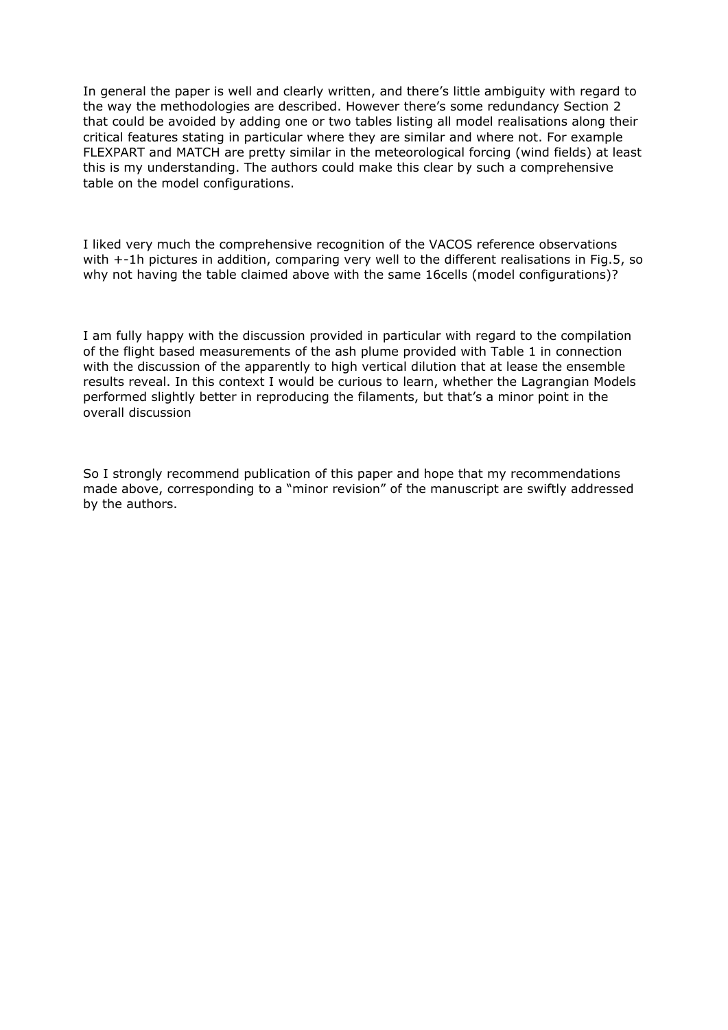In general the paper is well and clearly written, and there's little ambiguity with regard to the way the methodologies are described. However there's some redundancy Section 2 that could be avoided by adding one or two tables listing all model realisations along their critical features stating in particular where they are similar and where not. For example FLEXPART and MATCH are pretty similar in the meteorological forcing (wind fields) at least this is my understanding. The authors could make this clear by such a comprehensive table on the model configurations.

I liked very much the comprehensive recognition of the VACOS reference observations with +-1h pictures in addition, comparing very well to the different realisations in Fig.5, so why not having the table claimed above with the same 16cells (model configurations)?

I am fully happy with the discussion provided in particular with regard to the compilation of the flight based measurements of the ash plume provided with Table 1 in connection with the discussion of the apparently to high vertical dilution that at lease the ensemble results reveal. In this context I would be curious to learn, whether the Lagrangian Models performed slightly better in reproducing the filaments, but that's a minor point in the overall discussion

So I strongly recommend publication of this paper and hope that my recommendations made above, corresponding to a "minor revision" of the manuscript are swiftly addressed by the authors.